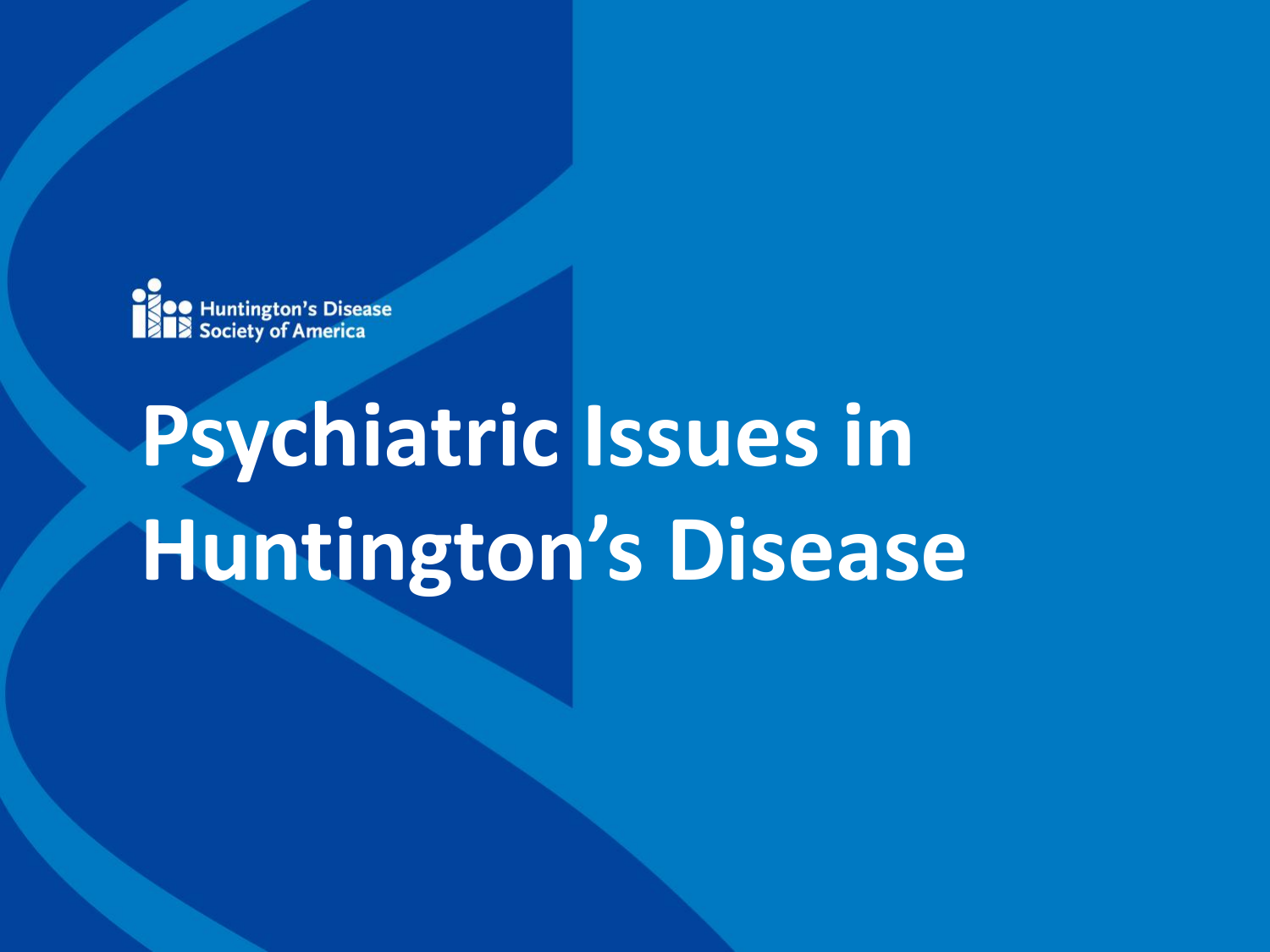Huntington's Disease Society of America

# Psychiatric Issues in Huntington's Disease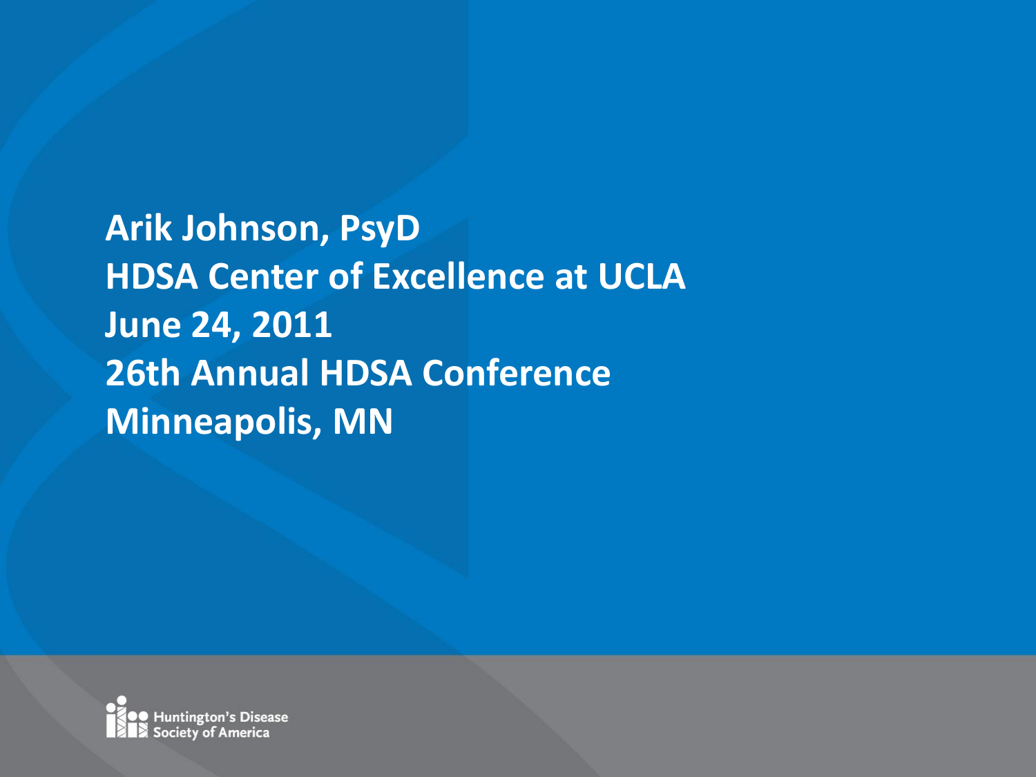**Arik Johnson, PsyD**
**HDSA Center of Excellence at UCLA**
**June 24, 2011**
**26th Annual HDSA Conference**
**Minneapolis, MN**

Huntington's Disease Society of America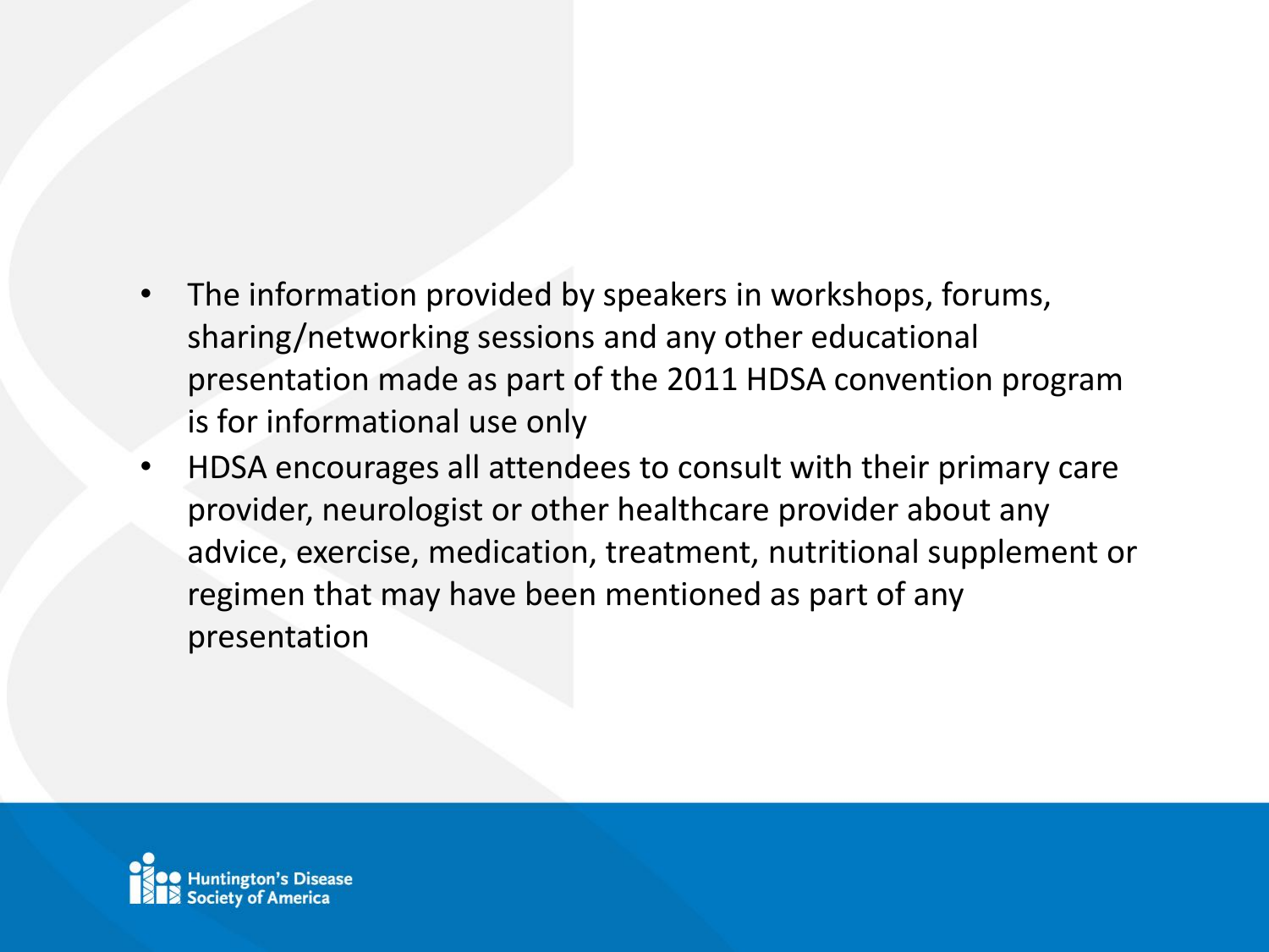- The information provided by speakers in workshops, forums, sharing/networking sessions and any other educational presentation made as part of the 2011 HDSA convention program is for informational use only
- HDSA encourages all attendees to consult with their primary care provider, neurologist or other healthcare provider about any advice, exercise, medication, treatment, nutritional supplement or regimen that may have been mentioned as part of any presentation

Huntington's Disease Society of America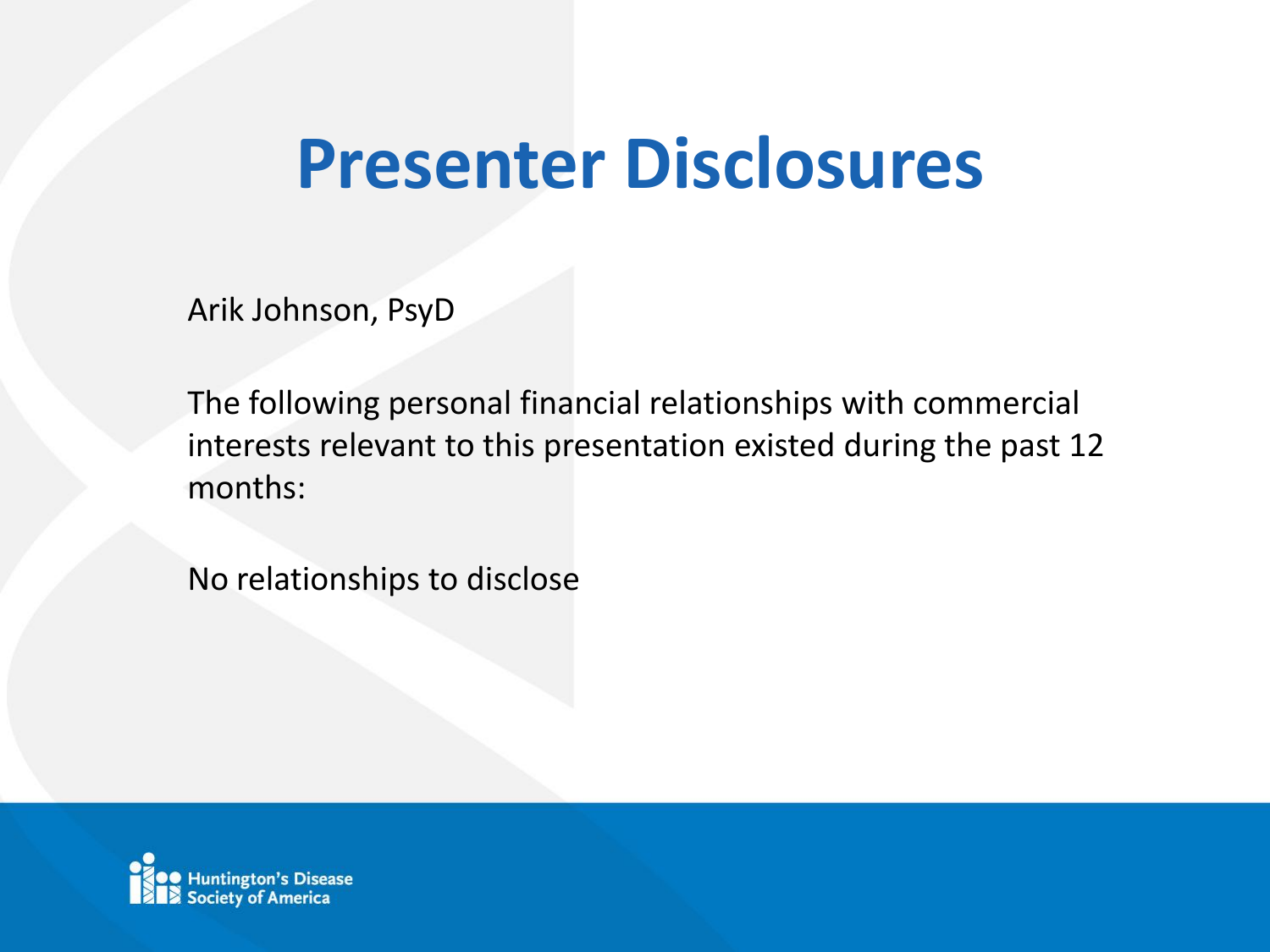# Presenter Disclosures

Arik Johnson, PsyD

The following personal financial relationships with commercial interests relevant to this presentation existed during the past 12 months:

No relationships to disclose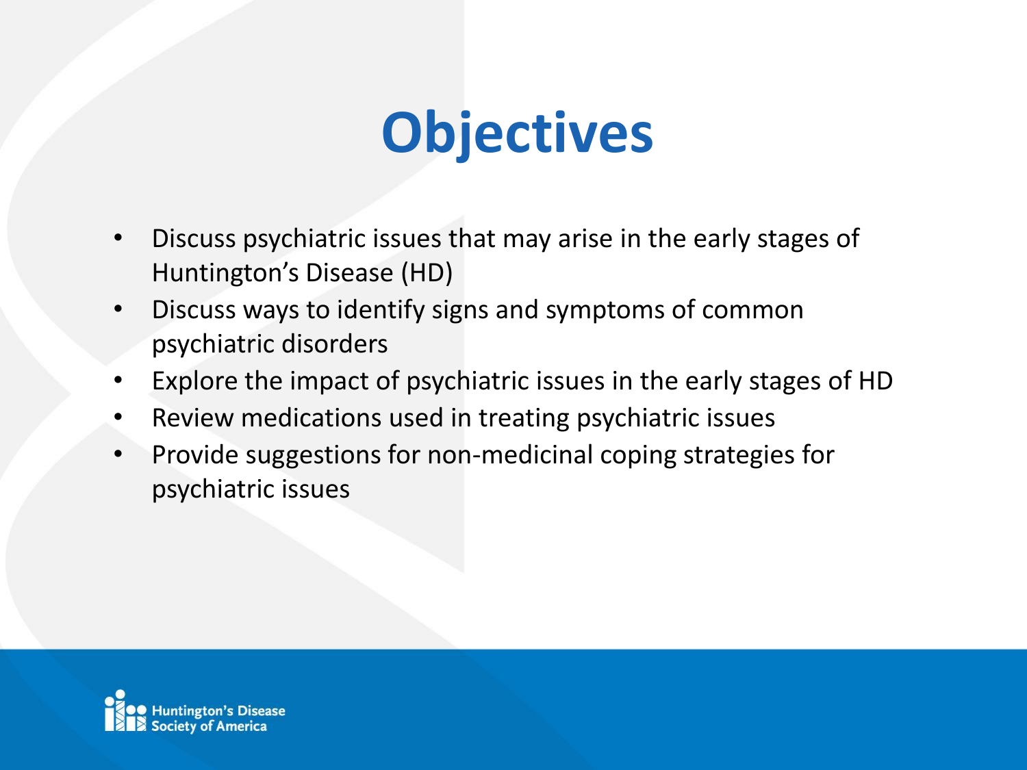# Objectives

- Discuss psychiatric issues that may arise in the early stages of Huntington's Disease (HD)
- Discuss ways to identify signs and symptoms of common psychiatric disorders
- Explore the impact of psychiatric issues in the early stages of HD
- Review medications used in treating psychiatric issues
- Provide suggestions for non-medicinal coping strategies for psychiatric issues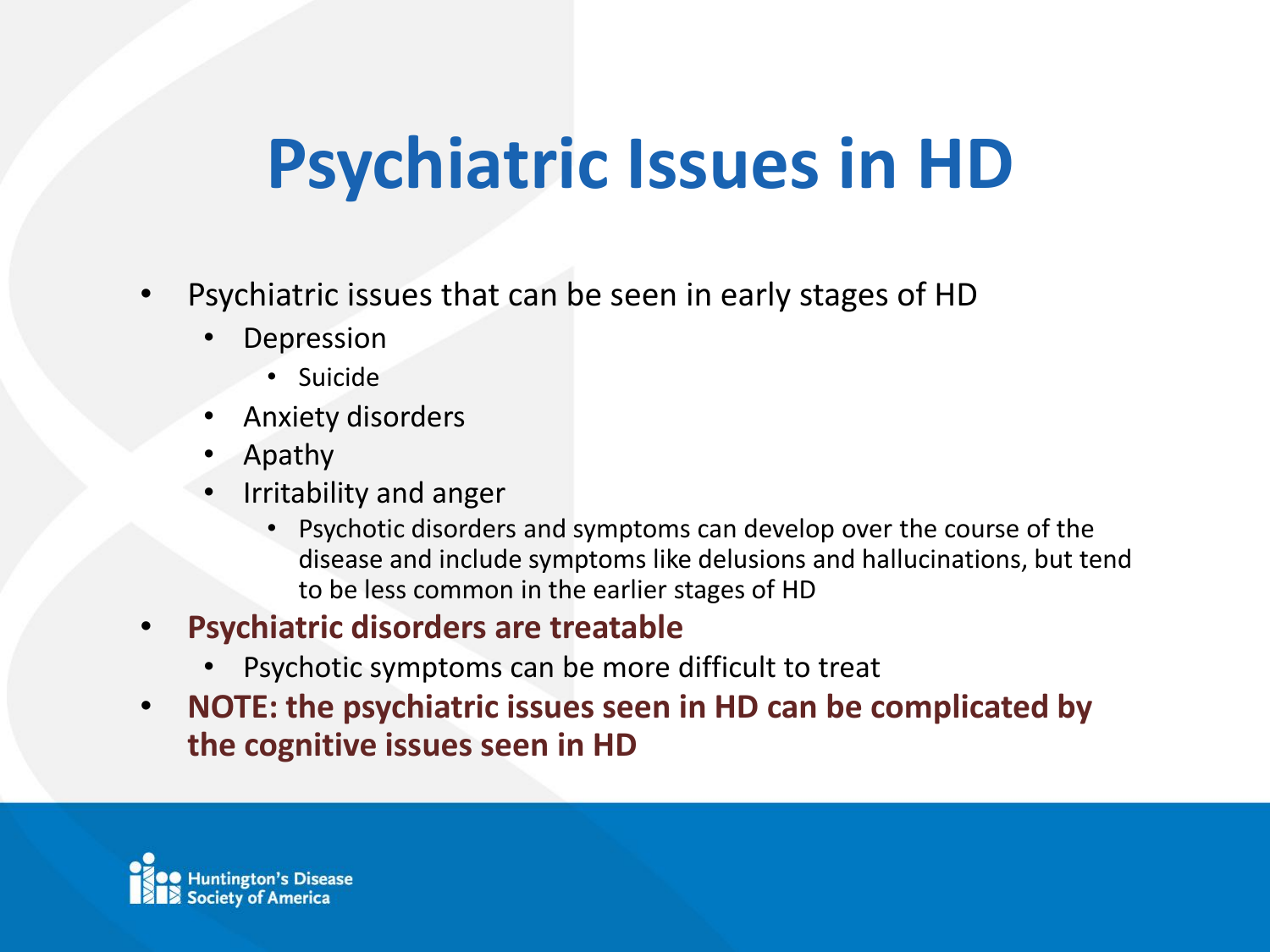# Psychiatric Issues in HD

- Psychiatric issues that can be seen in early stages of HD
  - Depression
    - Suicide
  - Anxiety disorders
  - Apathy
  - Irritability and anger
    - Psychotic disorders and symptoms can develop over the course of the disease and include symptoms like delusions and hallucinations, but tend to be less common in the earlier stages of HD
- **Psychiatric disorders are treatable**
  - Psychotic symptoms can be more difficult to treat
- **NOTE: the psychiatric issues seen in HD can be complicated by the cognitive issues seen in HD**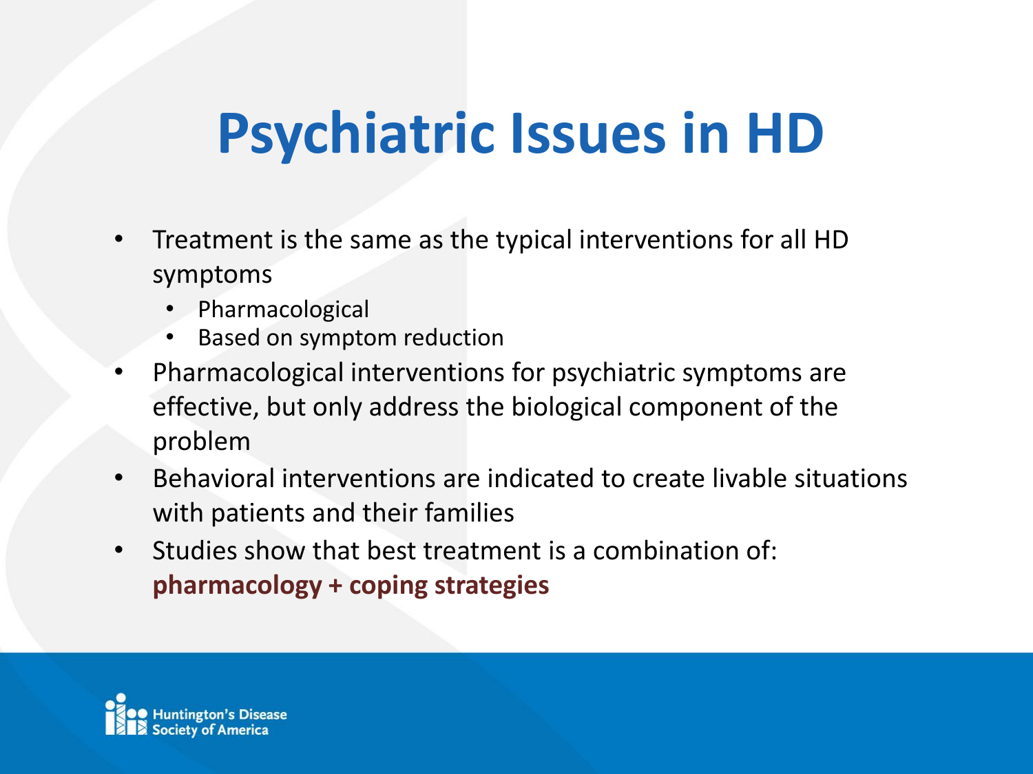# Psychiatric Issues in HD

- Treatment is the same as the typical interventions for all HD symptoms
  - Pharmacological
  - Based on symptom reduction
- Pharmacological interventions for psychiatric symptoms are effective, but only address the biological component of the problem
- Behavioral interventions are indicated to create livable situations with patients and their families
- Studies show that best treatment is a combination of: **pharmacology + coping strategies**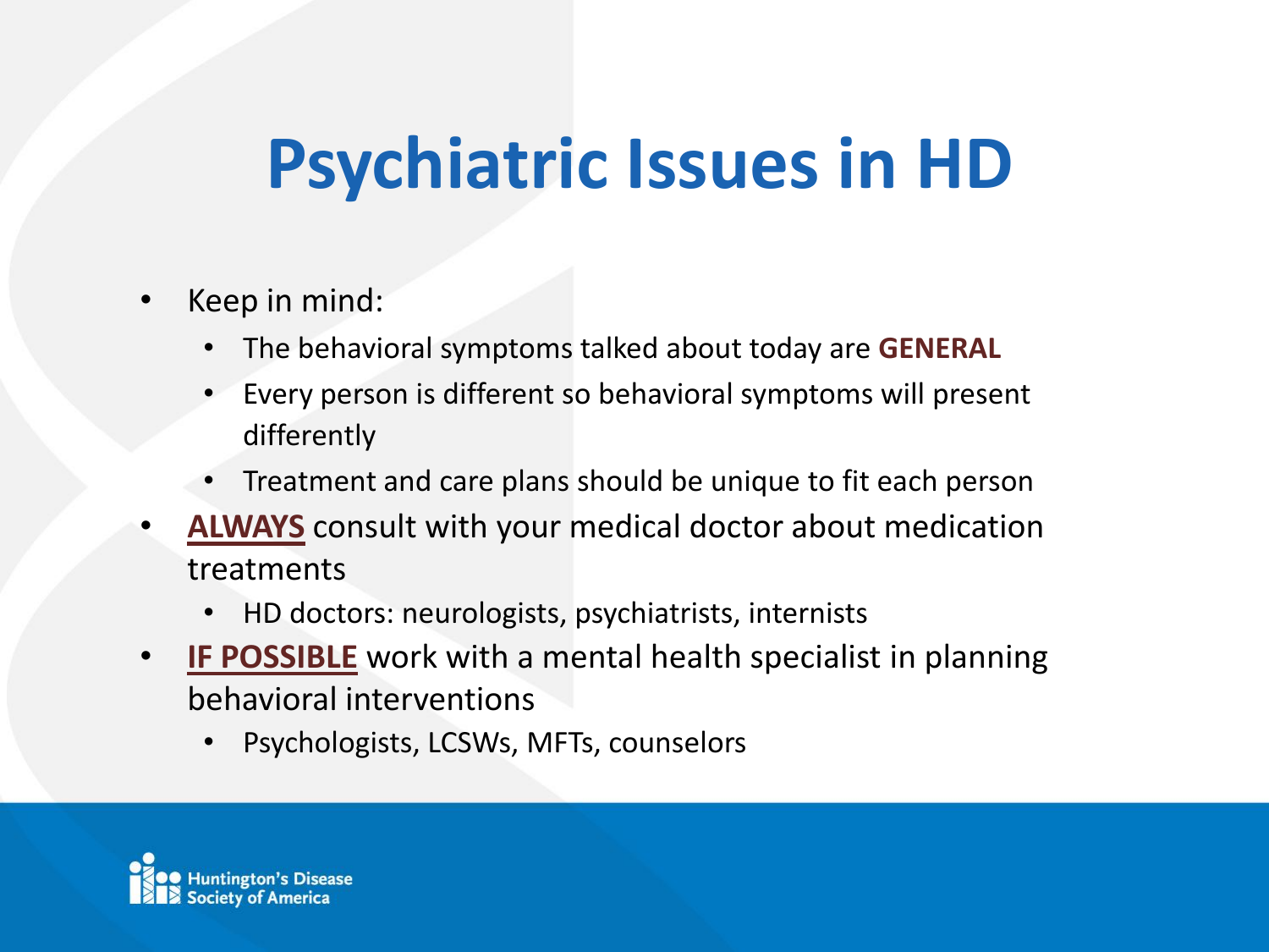# Psychiatric Issues in HD

- Keep in mind:
  - The behavioral symptoms talked about today are **GENERAL**
  - Every person is different so behavioral symptoms will present differently
  - Treatment and care plans should be unique to fit each person
- **ALWAYS** consult with your medical doctor about medication treatments
  - HD doctors: neurologists, psychiatrists, internists
- **IF POSSIBLE** work with a mental health specialist in planning behavioral interventions
  - Psychologists, LCSWs, MFTs, counselors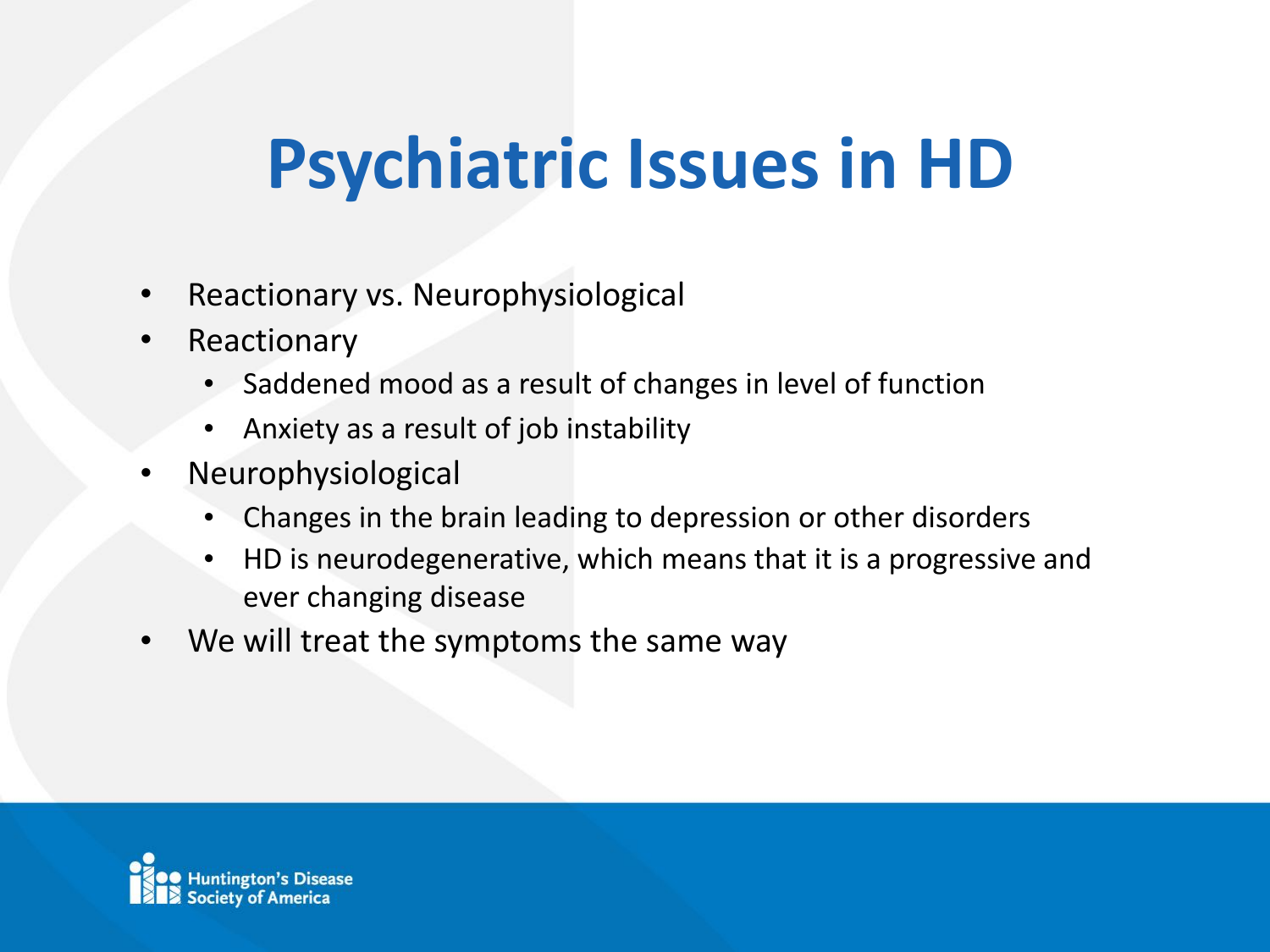# Psychiatric Issues in HD

- Reactionary vs. Neurophysiological
- Reactionary
  - Saddened mood as a result of changes in level of function
  - Anxiety as a result of job instability
- Neurophysiological
  - Changes in the brain leading to depression or other disorders
  - HD is neurodegenerative, which means that it is a progressive and ever changing disease
- We will treat the symptoms the same way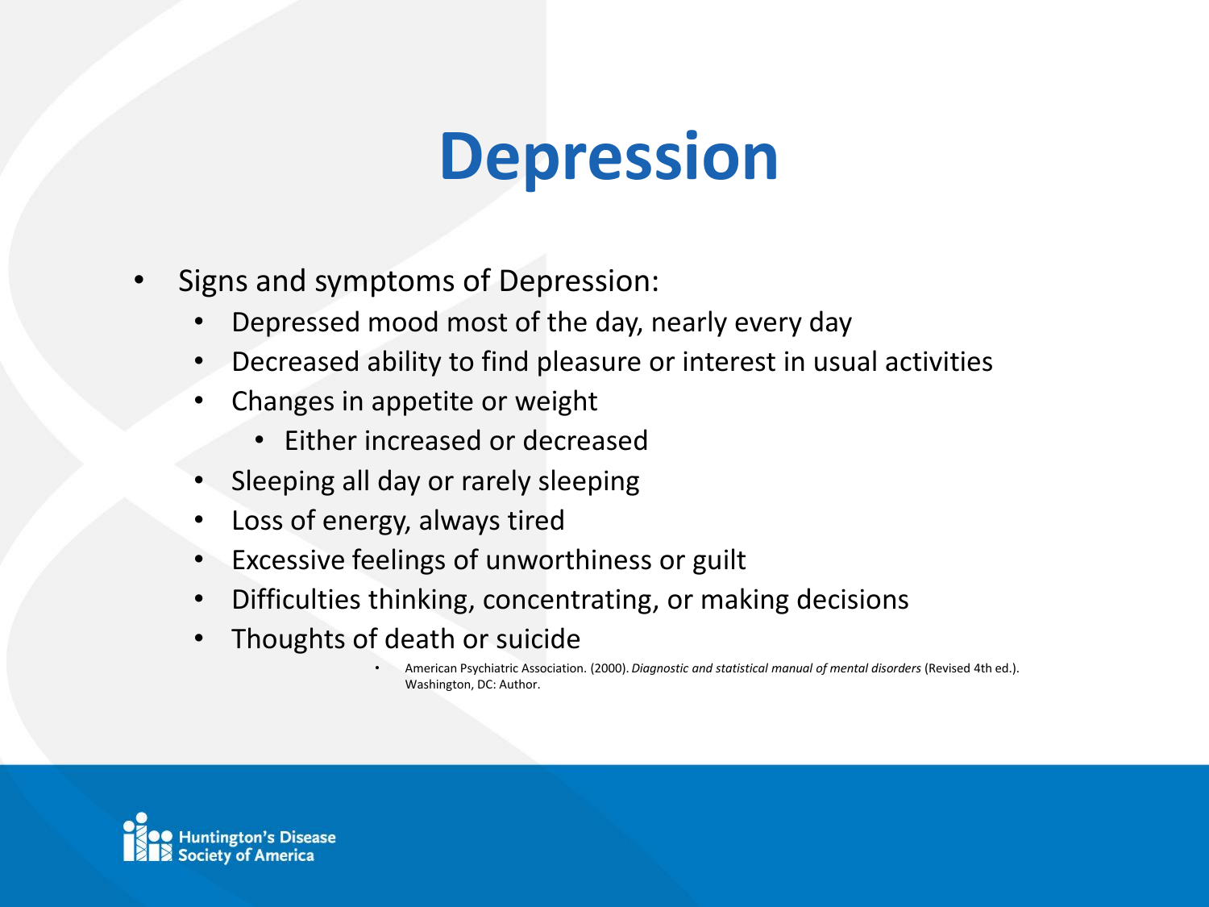# Depression

- Signs and symptoms of Depression:
  - Depressed mood most of the day, nearly every day
  - Decreased ability to find pleasure or interest in usual activities
  - Changes in appetite or weight
    - Either increased or decreased
  - Sleeping all day or rarely sleeping
  - Loss of energy, always tired
  - Excessive feelings of unworthiness or guilt
  - Difficulties thinking, concentrating, or making decisions
  - Thoughts of death or suicide

- American Psychiatric Association. (2000). *Diagnostic and statistical manual of mental disorders* (Revised 4th ed.). Washington, DC: Author.

Huntington's Disease Society of America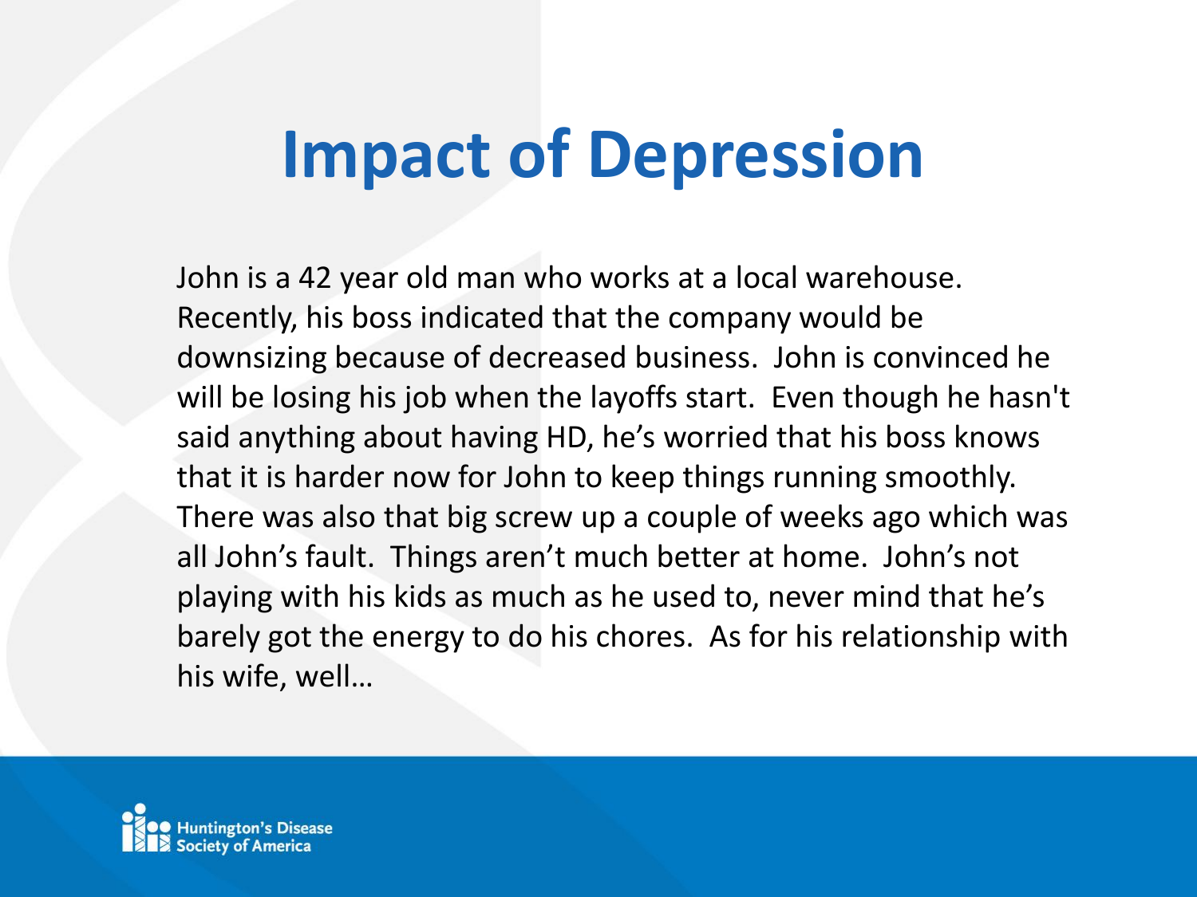# Impact of Depression

John is a 42 year old man who works at a local warehouse. Recently, his boss indicated that the company would be downsizing because of decreased business. John is convinced he will be losing his job when the layoffs start. Even though he hasn't said anything about having HD, he's worried that his boss knows that it is harder now for John to keep things running smoothly. There was also that big screw up a couple of weeks ago which was all John's fault. Things aren't much better at home. John's not playing with his kids as much as he used to, never mind that he's barely got the energy to do his chores. As for his relationship with his wife, well…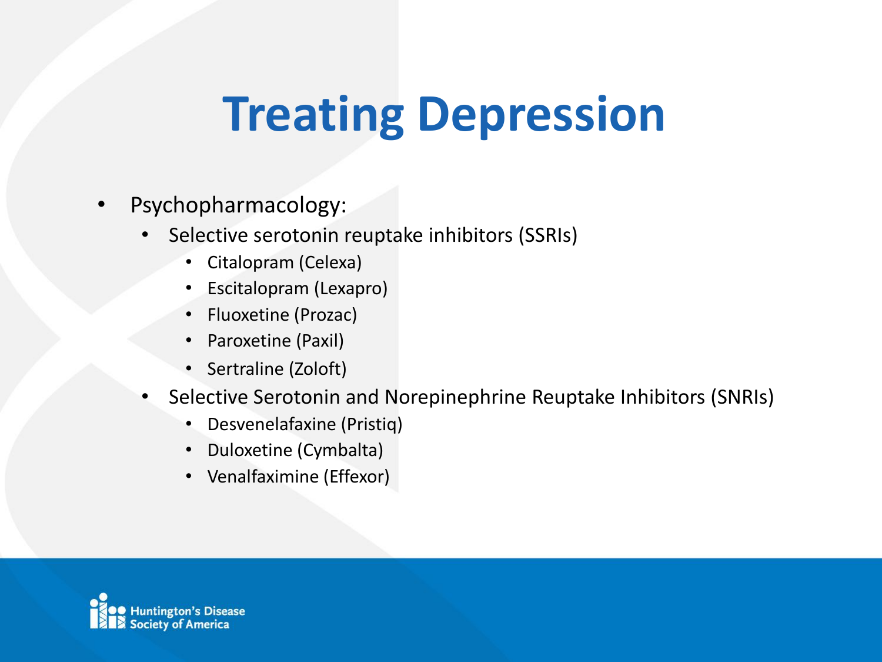# Treating Depression

- Psychopharmacology:
  - Selective serotonin reuptake inhibitors (SSRIs)
    - Citalopram (Celexa)
    - Escitalopram (Lexapro)
    - Fluoxetine (Prozac)
    - Paroxetine (Paxil)
    - Sertraline (Zoloft)
  - Selective Serotonin and Norepinephrine Reuptake Inhibitors (SNRIs)
    - Desvenelafaxine (Pristiq)
    - Duloxetine (Cymbalta)
    - Venalfaximine (Effexor)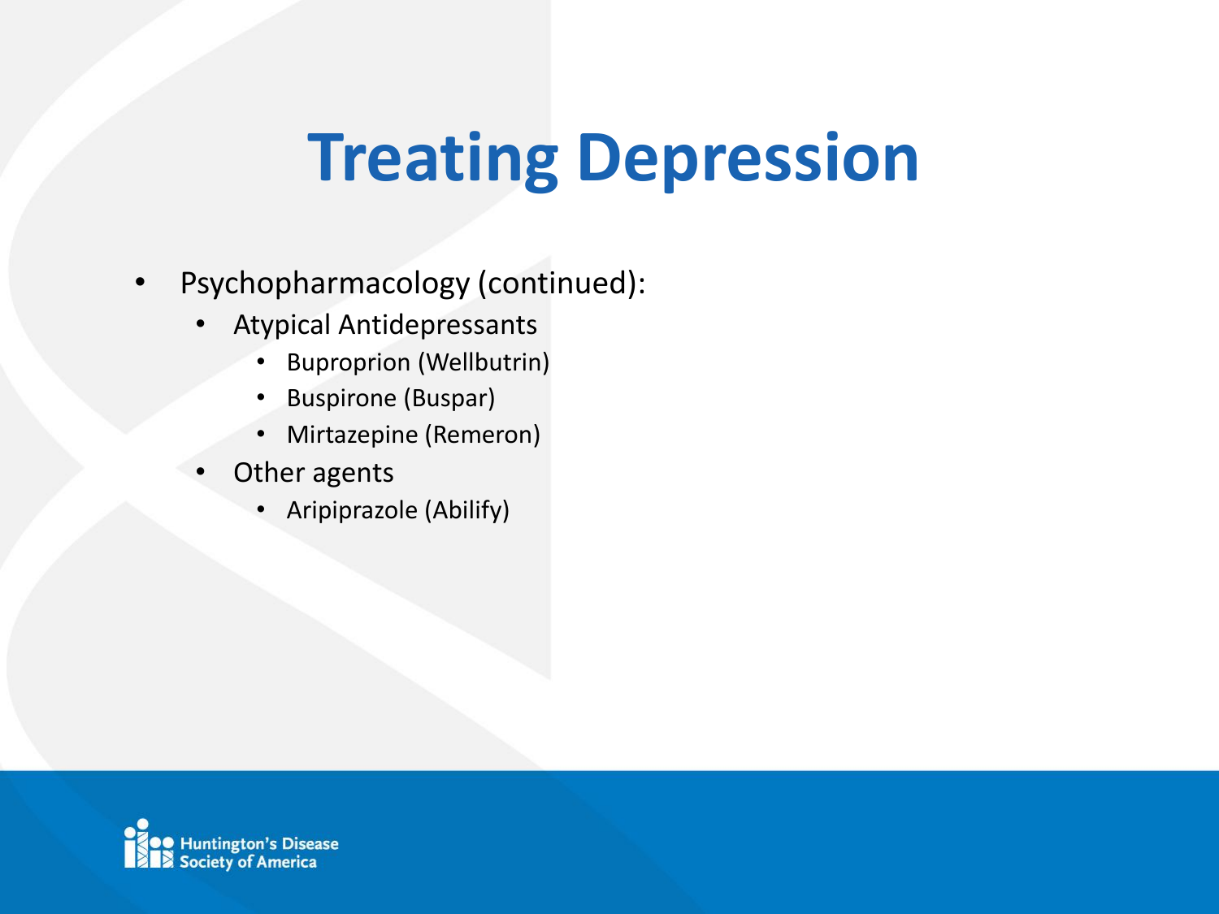# Treating Depression

- Psychopharmacology (continued):
  - Atypical Antidepressants
    - Buproprion (Wellbutrin)
    - Buspirone (Buspar)
    - Mirtazepine (Remeron)
  - Other agents
    - Aripiprazole (Abilify)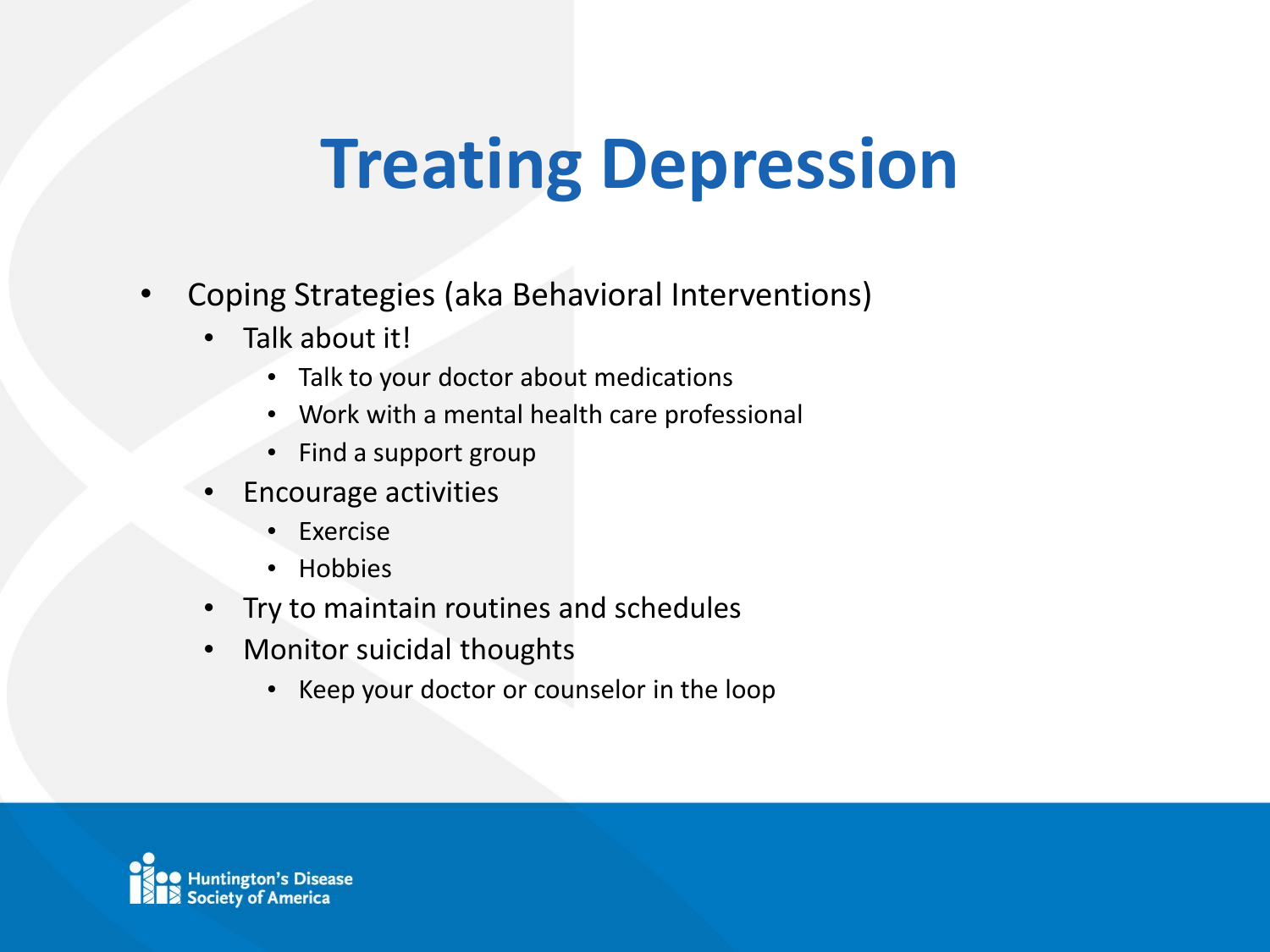# Treating Depression

- Coping Strategies (aka Behavioral Interventions)
  - Talk about it!
    - Talk to your doctor about medications
    - Work with a mental health care professional
    - Find a support group
  - Encourage activities
    - Exercise
    - Hobbies
  - Try to maintain routines and schedules
  - Monitor suicidal thoughts
    - Keep your doctor or counselor in the loop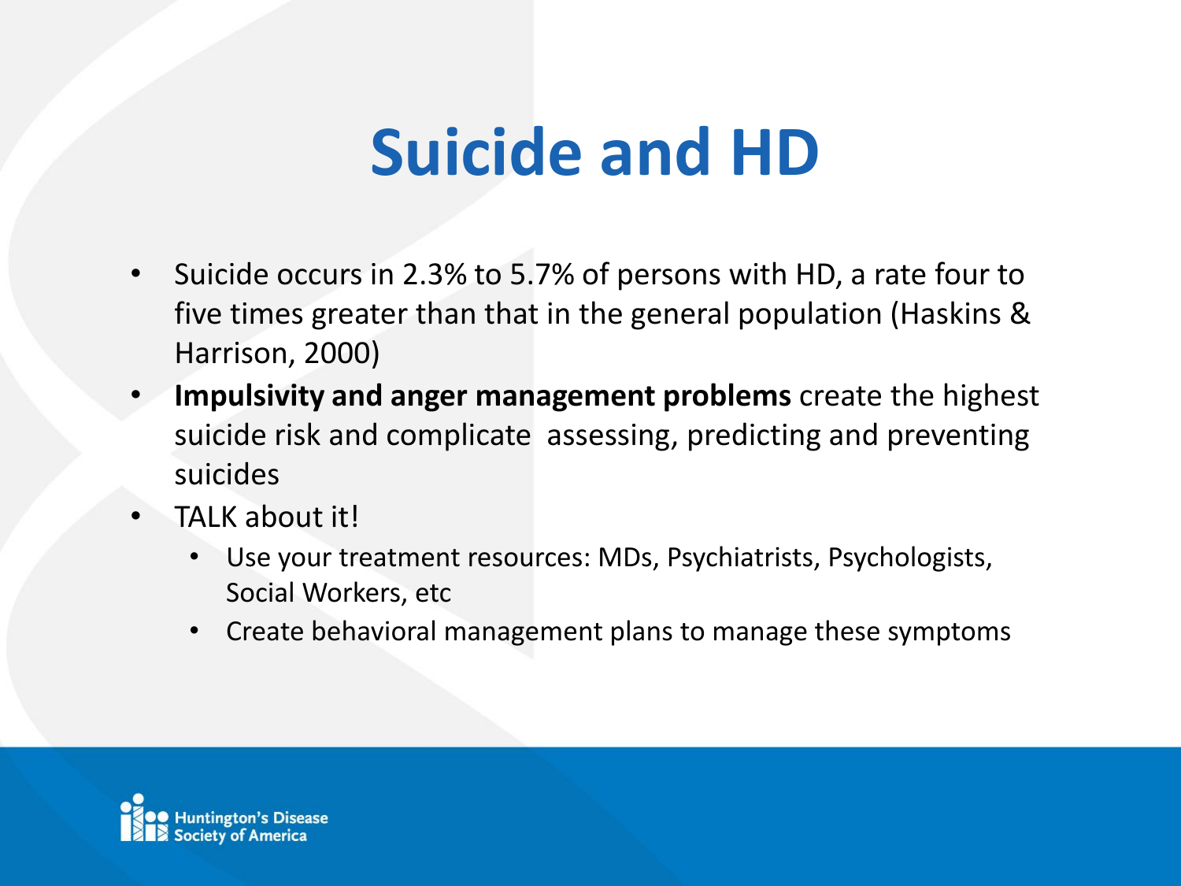# Suicide and HD

- Suicide occurs in 2.3% to 5.7% of persons with HD, a rate four to five times greater than that in the general population (Haskins & Harrison, 2000)
- **Impulsivity and anger management problems** create the highest suicide risk and complicate assessing, predicting and preventing suicides
- TALK about it!
  - Use your treatment resources: MDs, Psychiatrists, Psychologists, Social Workers, etc
  - Create behavioral management plans to manage these symptoms

Huntington's Disease Society of America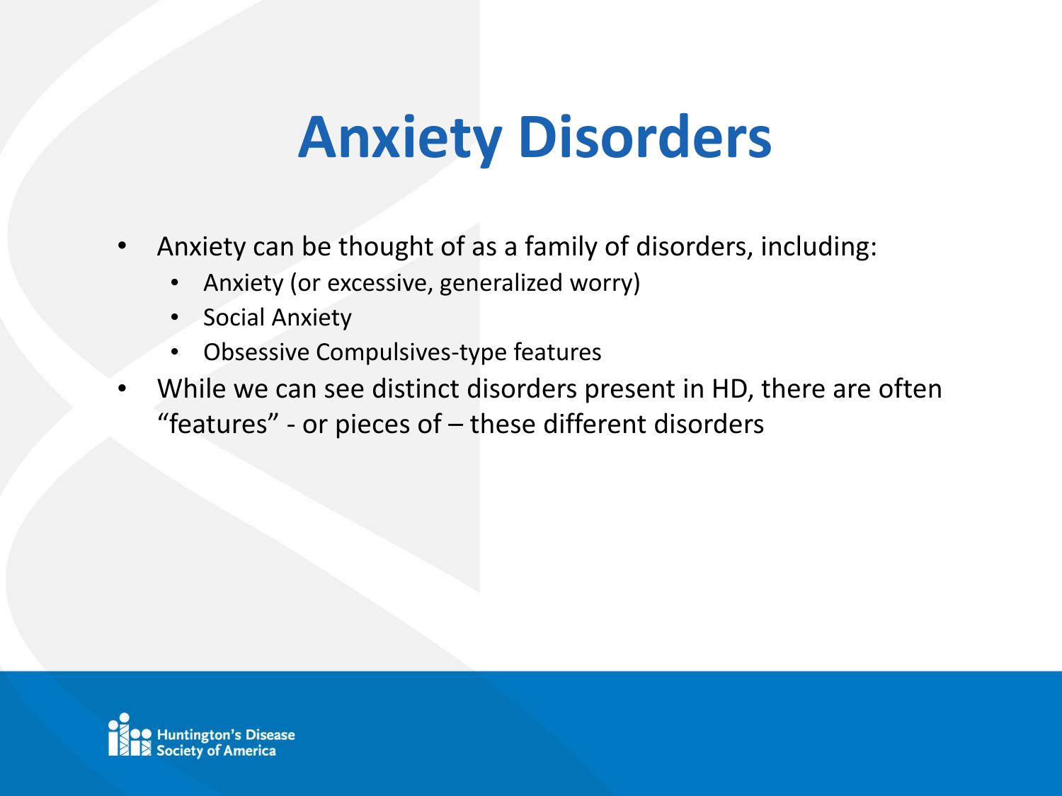# Anxiety Disorders

- Anxiety can be thought of as a family of disorders, including:
  - Anxiety (or excessive, generalized worry)
  - Social Anxiety
  - Obsessive Compulsives-type features
- While we can see distinct disorders present in HD, there are often "features" - or pieces of – these different disorders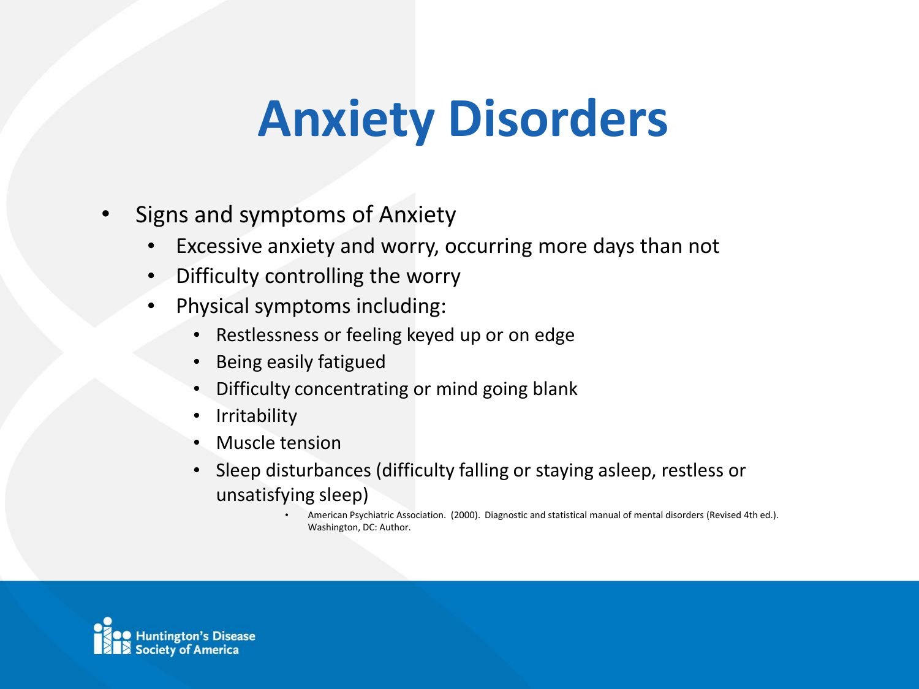# Anxiety Disorders

- Signs and symptoms of Anxiety
  - Excessive anxiety and worry, occurring more days than not
  - Difficulty controlling the worry
  - Physical symptoms including:
    - Restlessness or feeling keyed up or on edge
    - Being easily fatigued
    - Difficulty concentrating or mind going blank
    - Irritability
    - Muscle tension
    - Sleep disturbances (difficulty falling or staying asleep, restless or unsatisfying sleep)
      - American Psychiatric Association. (2000). Diagnostic and statistical manual of mental disorders (Revised 4th ed.). Washington, DC: Author.

Huntington's Disease Society of America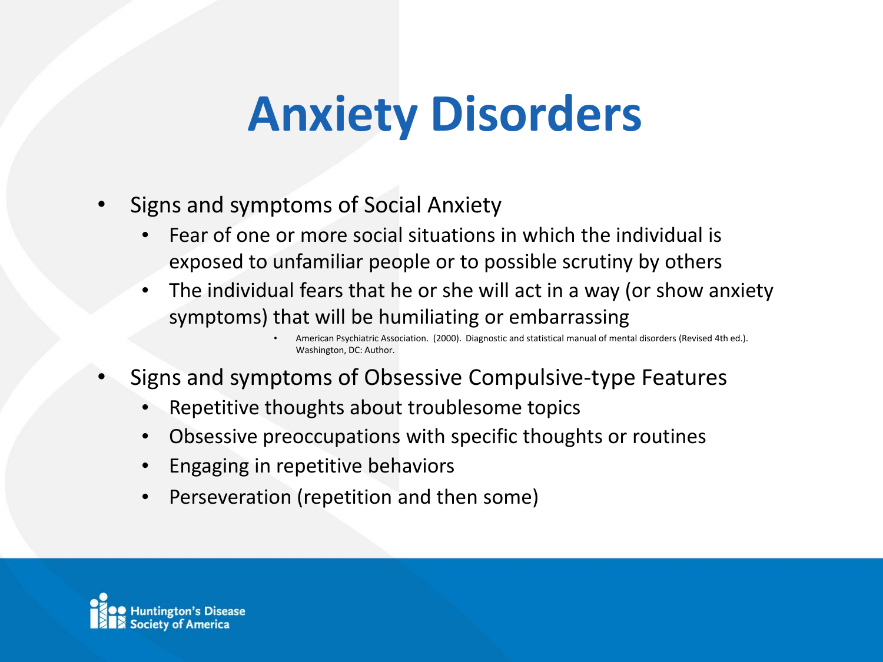# Anxiety Disorders

- Signs and symptoms of Social Anxiety
  - Fear of one or more social situations in which the individual is exposed to unfamiliar people or to possible scrutiny by others
  - The individual fears that he or she will act in a way (or show anxiety symptoms) that will be humiliating or embarrassing
    - American Psychiatric Association. (2000). Diagnostic and statistical manual of mental disorders (Revised 4th ed.). Washington, DC: Author.
- Signs and symptoms of Obsessive Compulsive-type Features
  - Repetitive thoughts about troublesome topics
  - Obsessive preoccupations with specific thoughts or routines
  - Engaging in repetitive behaviors
  - Perseveration (repetition and then some)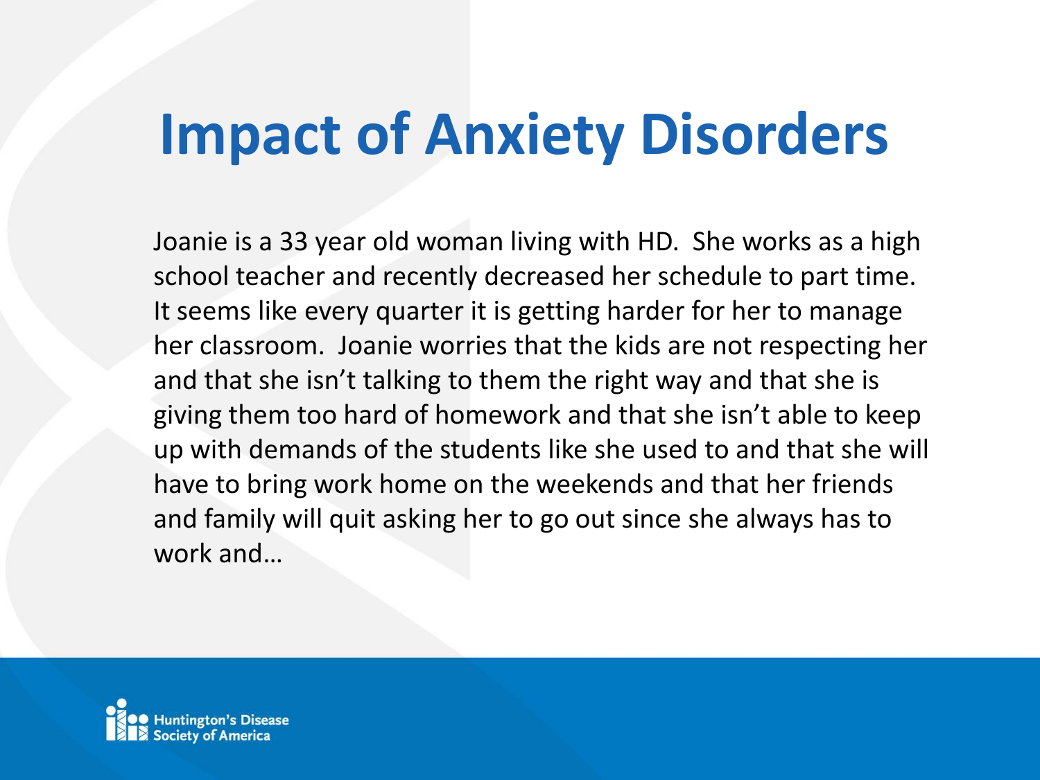# Impact of Anxiety Disorders

Joanie is a 33 year old woman living with HD. She works as a high school teacher and recently decreased her schedule to part time. It seems like every quarter it is getting harder for her to manage her classroom. Joanie worries that the kids are not respecting her and that she isn't talking to them the right way and that she is giving them too hard of homework and that she isn't able to keep up with demands of the students like she used to and that she will have to bring work home on the weekends and that her friends and family will quit asking her to go out since she always has to work and…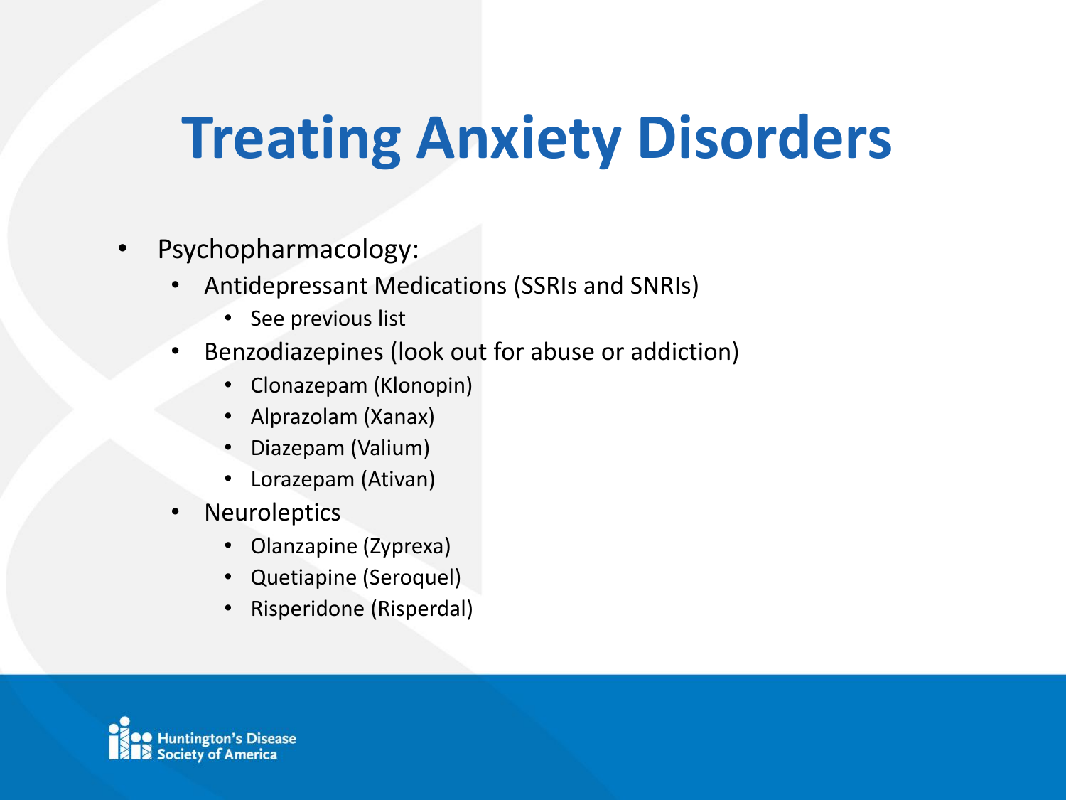# Treating Anxiety Disorders

- Psychopharmacology:
  - Antidepressant Medications (SSRIs and SNRIs)
    - See previous list
  - Benzodiazepines (look out for abuse or addiction)
    - Clonazepam (Klonopin)
    - Alprazolam (Xanax)
    - Diazepam (Valium)
    - Lorazepam (Ativan)
  - Neuroleptics
    - Olanzapine (Zyprexa)
    - Quetiapine (Seroquel)
    - Risperidone (Risperdal)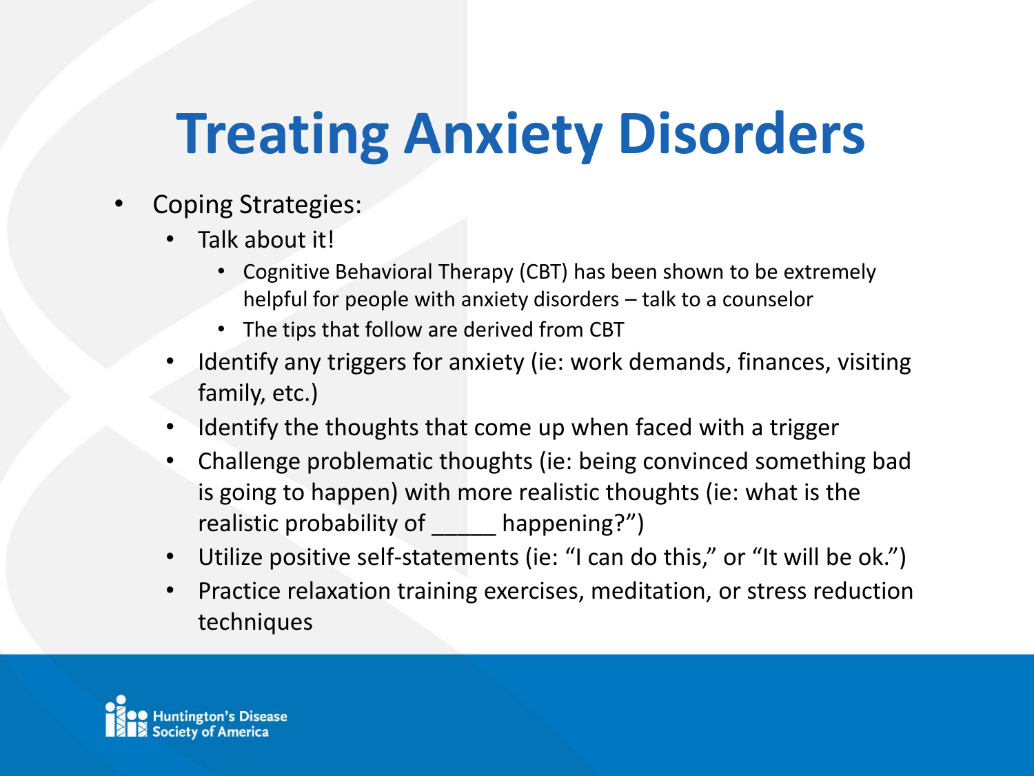# Treating Anxiety Disorders

- Coping Strategies:
  - Talk about it!
    - Cognitive Behavioral Therapy (CBT) has been shown to be extremely helpful for people with anxiety disorders – talk to a counselor
    - The tips that follow are derived from CBT
  - Identify any triggers for anxiety (ie: work demands, finances, visiting family, etc.)
  - Identify the thoughts that come up when faced with a trigger
  - Challenge problematic thoughts (ie: being convinced something bad is going to happen) with more realistic thoughts (ie: what is the realistic probability of _____ happening?")
  - Utilize positive self-statements (ie: "I can do this," or "It will be ok.")
  - Practice relaxation training exercises, meditation, or stress reduction techniques

Huntington's Disease Society of America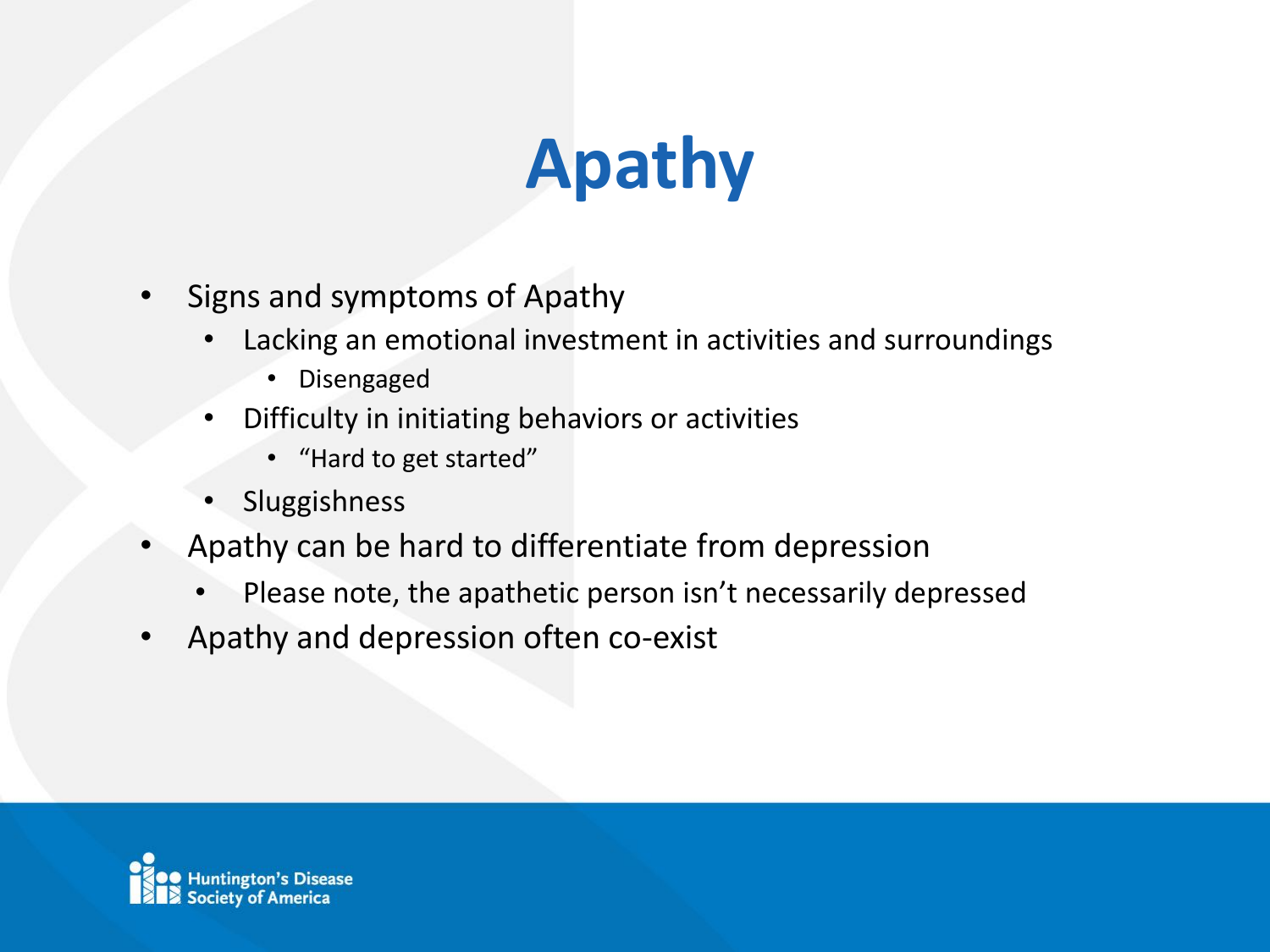# Apathy

- Signs and symptoms of Apathy
  - Lacking an emotional investment in activities and surroundings
    - Disengaged
  - Difficulty in initiating behaviors or activities
    - "Hard to get started"
  - Sluggishness
- Apathy can be hard to differentiate from depression
  - Please note, the apathetic person isn't necessarily depressed
- Apathy and depression often co-exist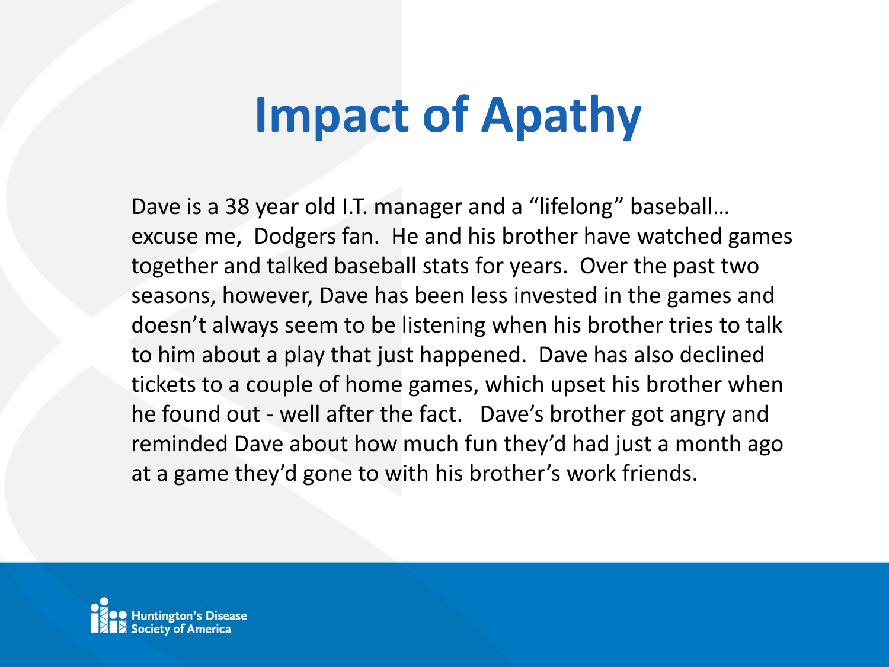# Impact of Apathy

Dave is a 38 year old I.T. manager and a "lifelong" baseball… excuse me, Dodgers fan. He and his brother have watched games together and talked baseball stats for years. Over the past two seasons, however, Dave has been less invested in the games and doesn't always seem to be listening when his brother tries to talk to him about a play that just happened. Dave has also declined tickets to a couple of home games, which upset his brother when he found out - well after the fact. Dave's brother got angry and reminded Dave about how much fun they'd had just a month ago at a game they'd gone to with his brother's work friends.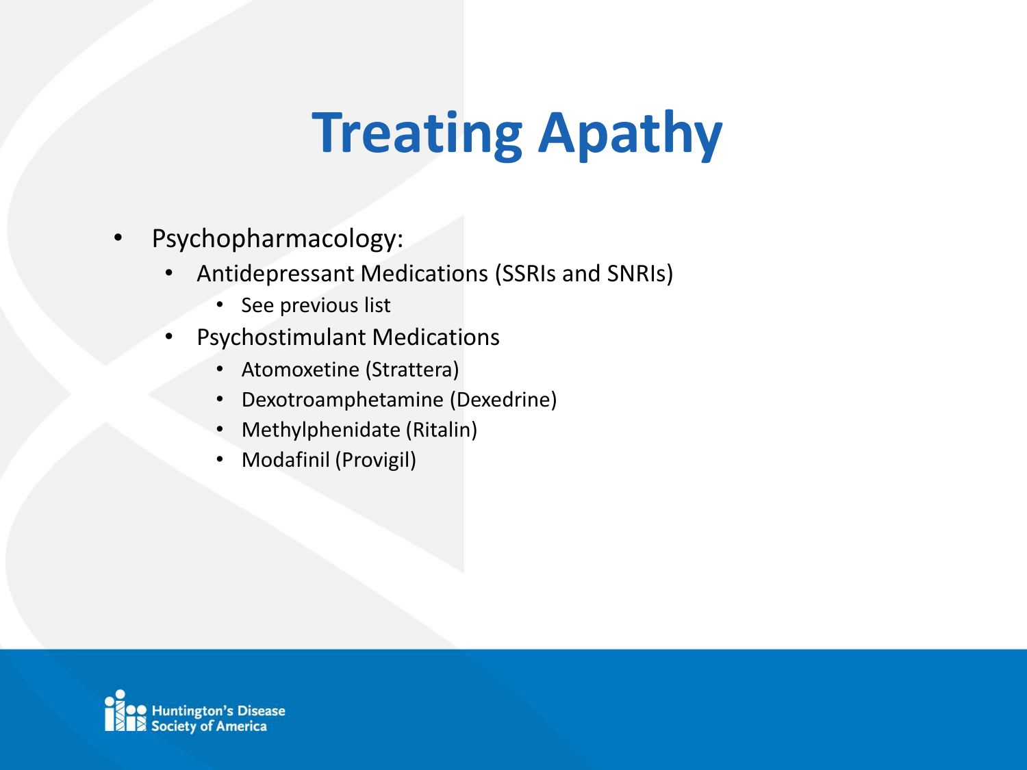# Treating Apathy

- Psychopharmacology:
  - Antidepressant Medications (SSRIs and SNRIs)
    - See previous list
  - Psychostimulant Medications
    - Atomoxetine (Strattera)
    - Dextroamphetamine (Dexedrine)
    - Methylphenidate (Ritalin)
    - Modafinil (Provigil)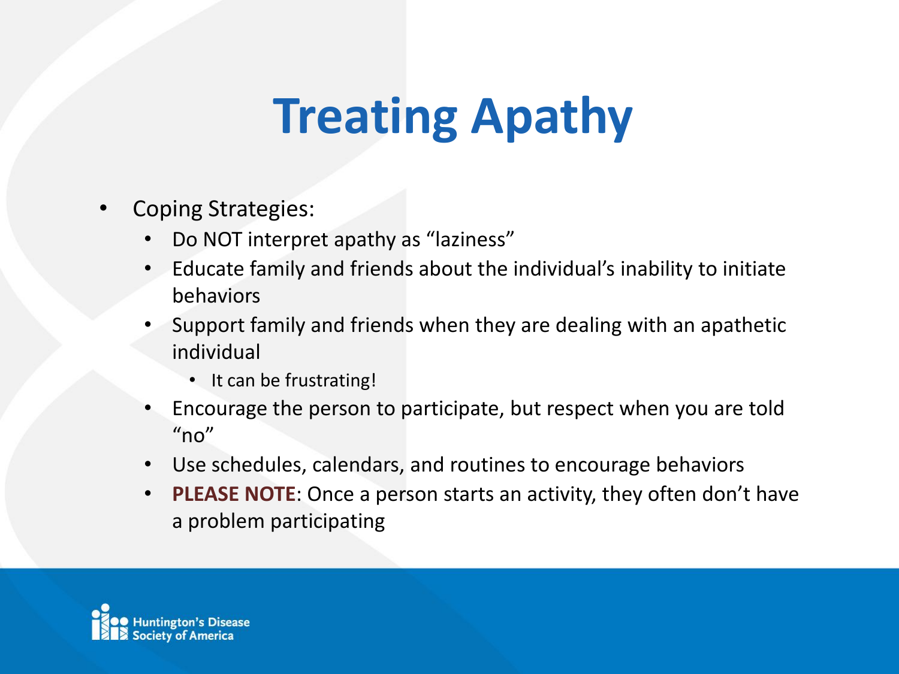# Treating Apathy

- Coping Strategies:
  - Do NOT interpret apathy as "laziness"
  - Educate family and friends about the individual's inability to initiate behaviors
  - Support family and friends when they are dealing with an apathetic individual
    - It can be frustrating!
  - Encourage the person to participate, but respect when you are told "no"
  - Use schedules, calendars, and routines to encourage behaviors
  - **PLEASE NOTE**: Once a person starts an activity, they often don't have a problem participating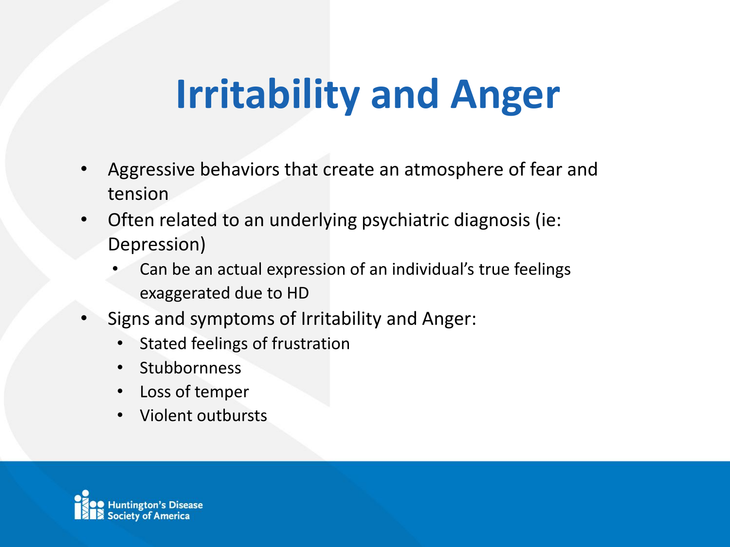# Irritability and Anger

- Aggressive behaviors that create an atmosphere of fear and tension
- Often related to an underlying psychiatric diagnosis (ie: Depression)
  - Can be an actual expression of an individual's true feelings exaggerated due to HD
- Signs and symptoms of Irritability and Anger:
  - Stated feelings of frustration
  - Stubbornness
  - Loss of temper
  - Violent outbursts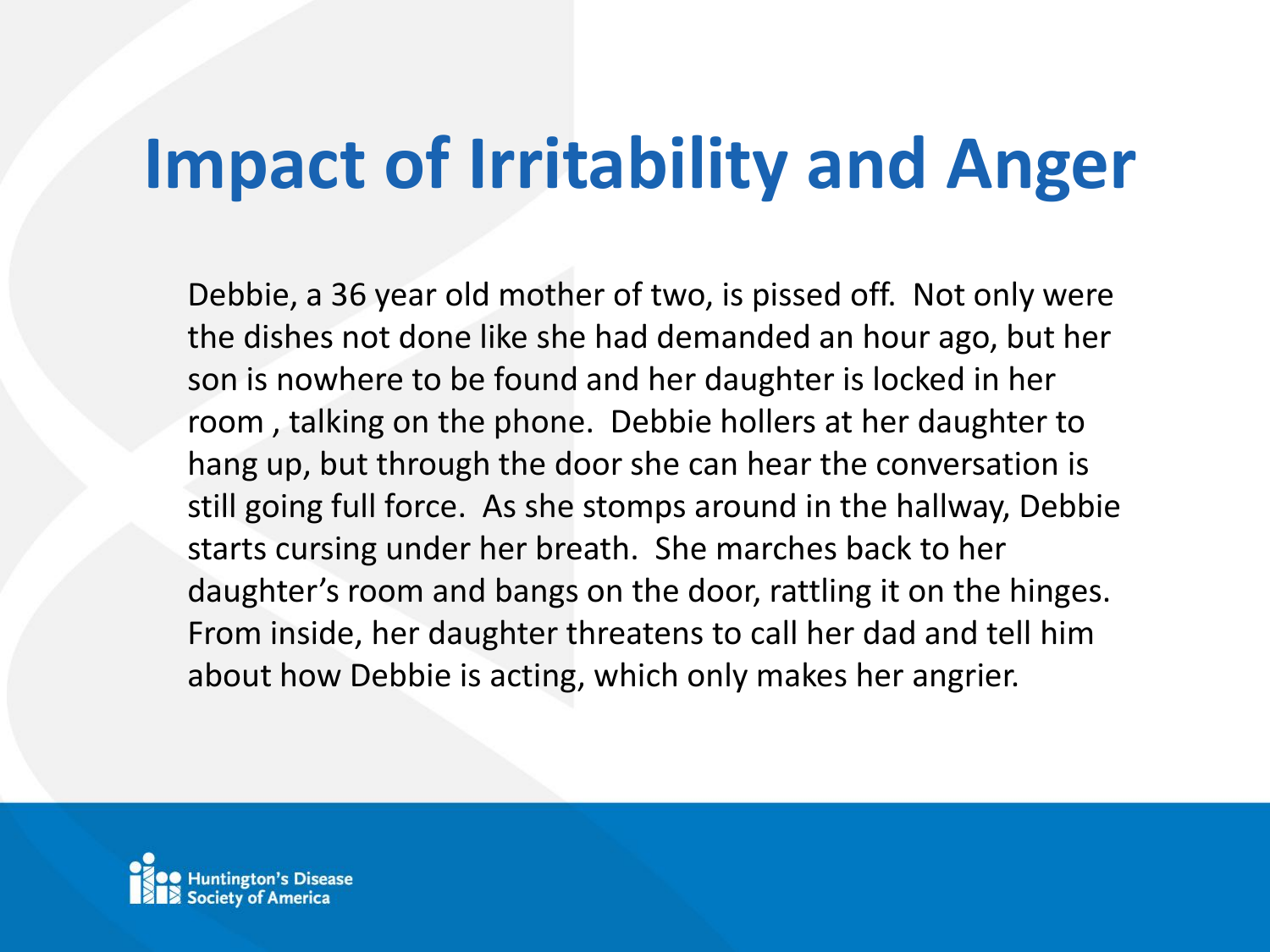# Impact of Irritability and Anger

Debbie, a 36 year old mother of two, is pissed off. Not only were the dishes not done like she had demanded an hour ago, but her son is nowhere to be found and her daughter is locked in her room , talking on the phone. Debbie hollers at her daughter to hang up, but through the door she can hear the conversation is still going full force. As she stomps around in the hallway, Debbie starts cursing under her breath. She marches back to her daughter's room and bangs on the door, rattling it on the hinges. From inside, her daughter threatens to call her dad and tell him about how Debbie is acting, which only makes her angrier.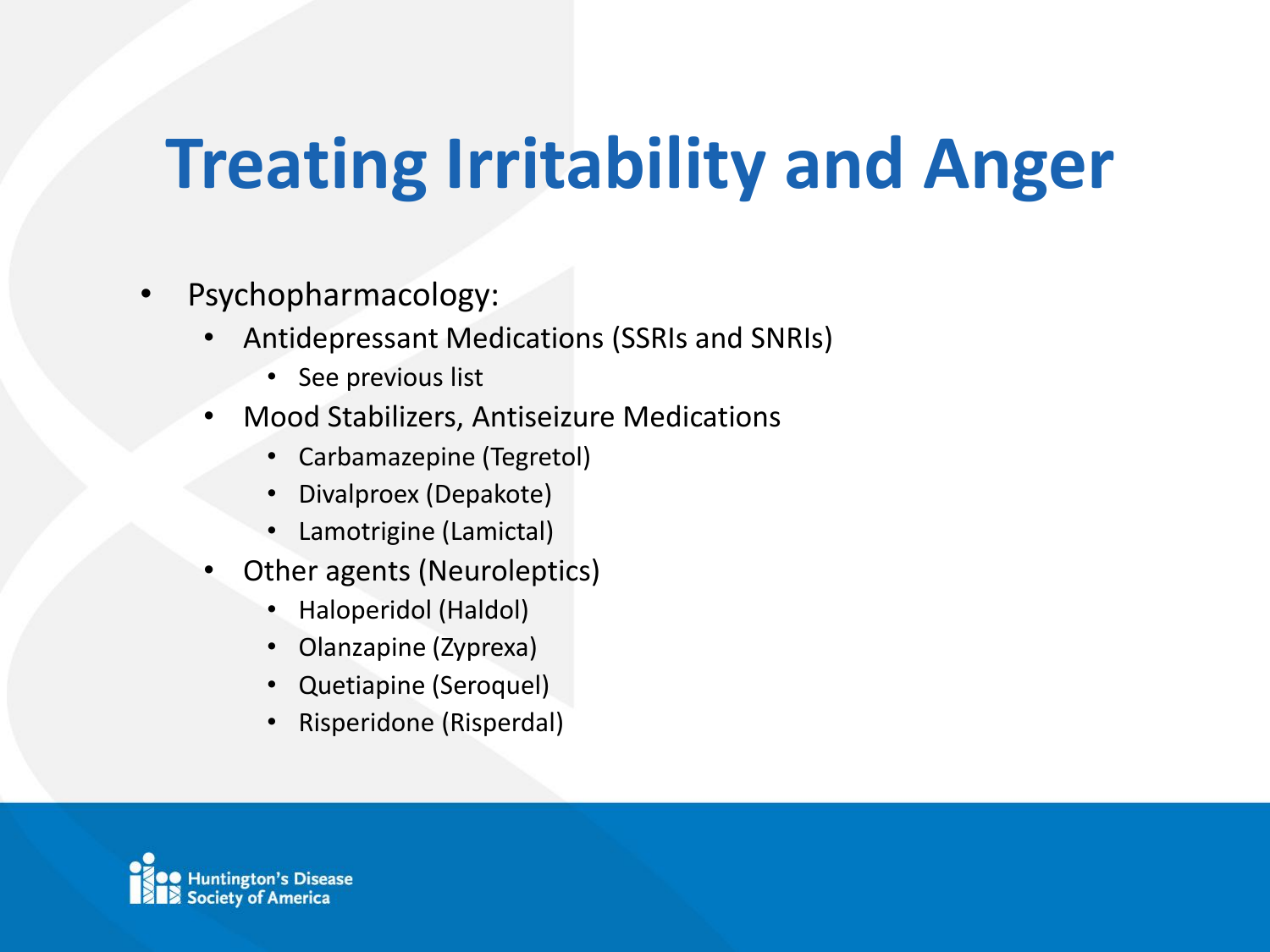# Treating Irritability and Anger

- Psychopharmacology:
  - Antidepressant Medications (SSRIs and SNRIs)
    - See previous list
  - Mood Stabilizers, Antiseizure Medications
    - Carbamazepine (Tegretol)
    - Divalproex (Depakote)
    - Lamotrigine (Lamictal)
  - Other agents (Neuroleptics)
    - Haloperidol (Haldol)
    - Olanzapine (Zyprexa)
    - Quetiapine (Seroquel)
    - Risperidone (Risperdal)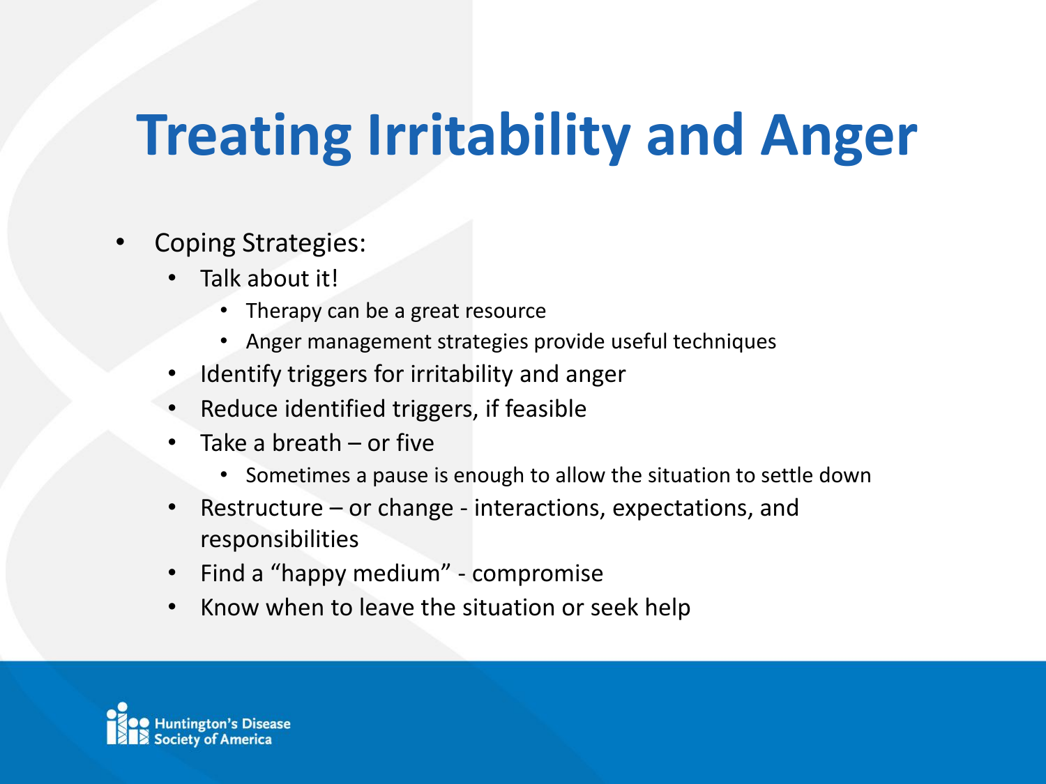# Treating Irritability and Anger

- Coping Strategies:
  - Talk about it!
    - Therapy can be a great resource
    - Anger management strategies provide useful techniques
  - Identify triggers for irritability and anger
  - Reduce identified triggers, if feasible
  - Take a breath – or five
    - Sometimes a pause is enough to allow the situation to settle down
  - Restructure – or change - interactions, expectations, and responsibilities
  - Find a "happy medium" - compromise
  - Know when to leave the situation or seek help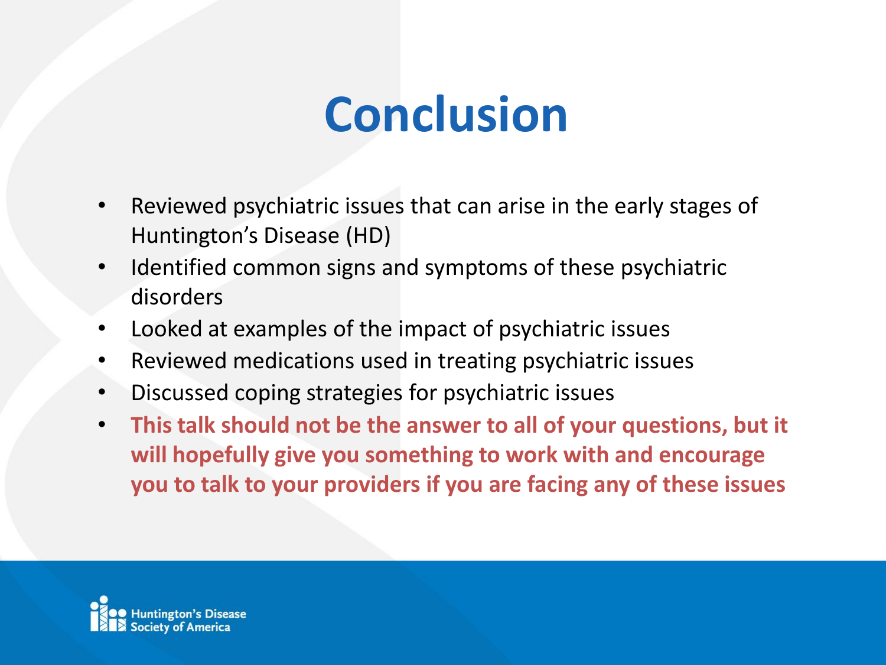# Conclusion

- Reviewed psychiatric issues that can arise in the early stages of Huntington's Disease (HD)
- Identified common signs and symptoms of these psychiatric disorders
- Looked at examples of the impact of psychiatric issues
- Reviewed medications used in treating psychiatric issues
- Discussed coping strategies for psychiatric issues
- **This talk should not be the answer to all of your questions, but it will hopefully give you something to work with and encourage you to talk to your providers if you are facing any of these issues**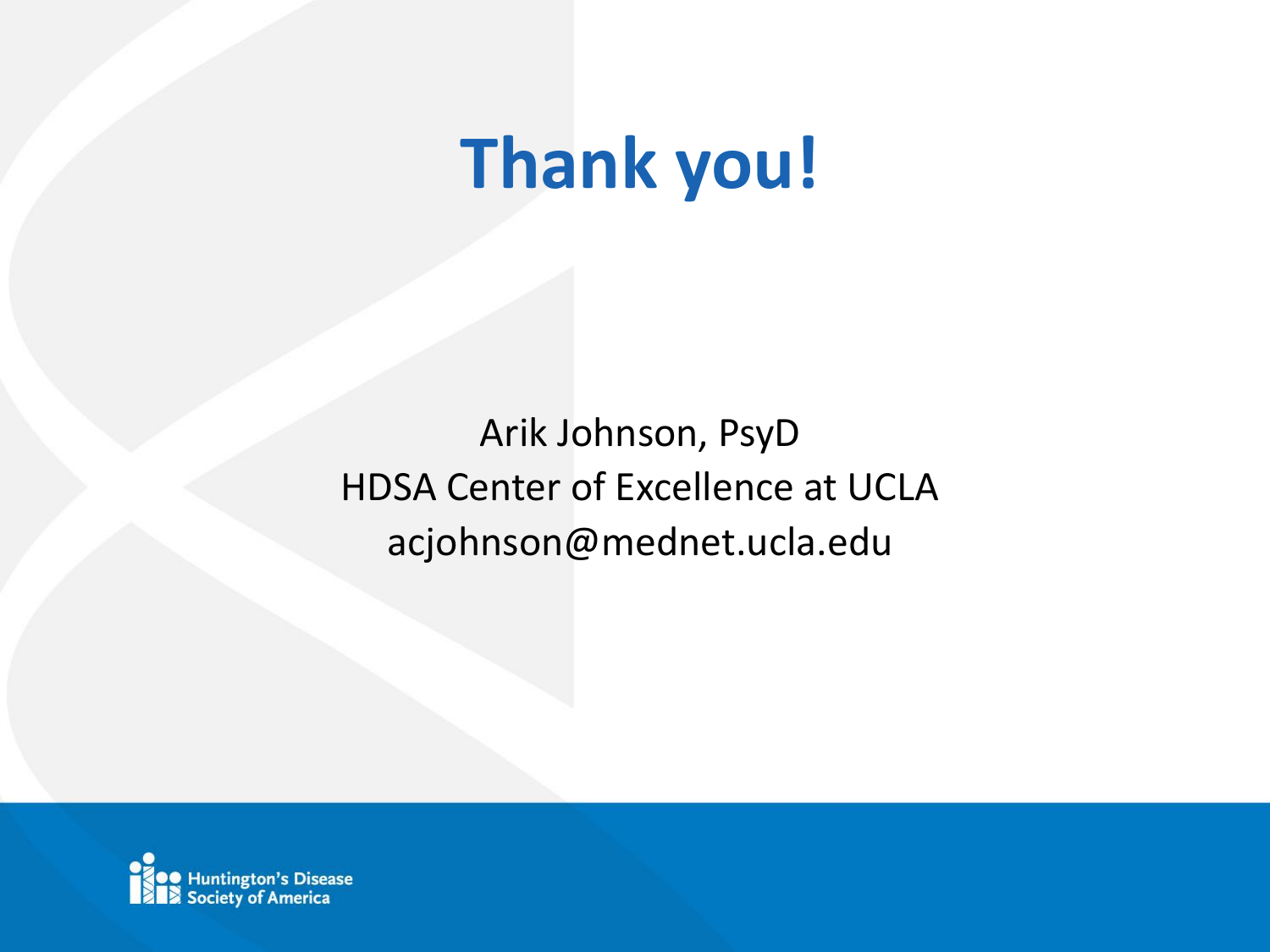# Thank you!

Arik Johnson, PsyD

HDSA Center of Excellence at UCLA

acjohnson@mednet.ucla.edu

Huntington's Disease Society of America